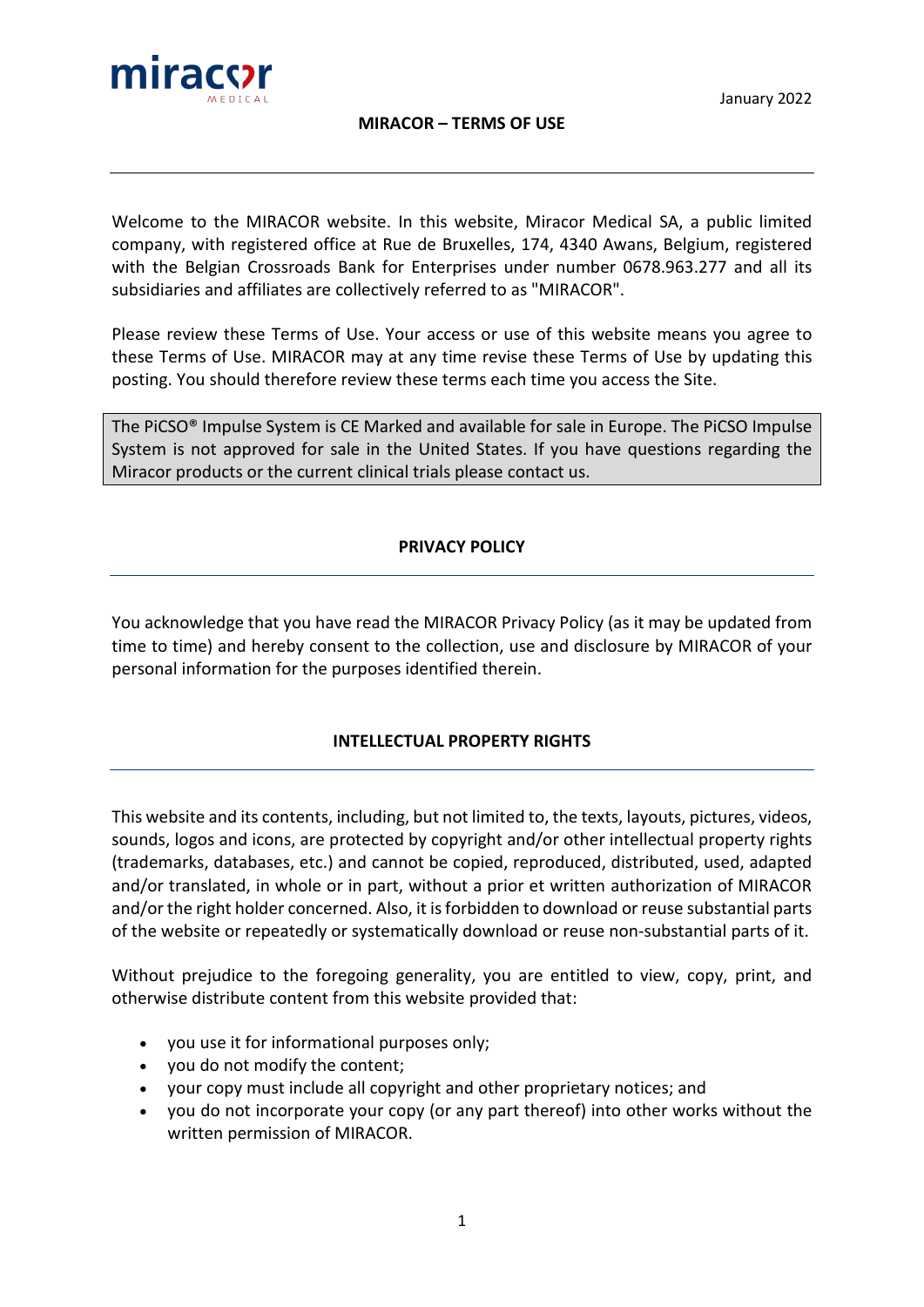January 2022

# MIRACOR – TERMS OF USE

Welcome to the MIRACOR website. In this website, Miracor Medical SA, a public limited company, with registered office at Rue de Bruxelles, 174, 4340 Awans, Belgium, registered with the Belgian Crossroads Bank for Enterprises under number 0678.963.277 and all its subsidiaries and affiliates are collectively referred to as "MIRACOR".

Please review these Terms of Use. Your access or use of this website means you agree to these Terms of Use. MIRACOR may at any time revise these Terms of Use by updating this posting. You should therefore review these terms each time you access the Site.

> The PiCSO® Impulse System is CE Marked and available for sale in Europe. The PiCSO Impulse System is not approved for sale in the United States. If you have questions regarding the Miracor products or the current clinical trials please contact us.

## PRIVACY POLICY

You acknowledge that you have read the MIRACOR Privacy Policy (as it may be updated from time to time) and hereby consent to the collection, use and disclosure by MIRACOR of your personal information for the purposes identified therein.

## INTELLECTUAL PROPERTY RIGHTS

This website and its contents, including, but not limited to, the texts, layouts, pictures, videos, sounds, logos and icons, are protected by copyright and/or other intellectual property rights (trademarks, databases, etc.) and cannot be copied, reproduced, distributed, used, adapted and/or translated, in whole or in part, without a prior et written authorization of MIRACOR and/or the right holder concerned. Also, it is forbidden to download or reuse substantial parts of the website or repeatedly or systematically download or reuse non-substantial parts of it.

Without prejudice to the foregoing generality, you are entitled to view, copy, print, and otherwise distribute content from this website provided that:

- you use it for informational purposes only;
- you do not modify the content;
- your copy must include all copyright and other proprietary notices; and
- you do not incorporate your copy (or any part thereof) into other works without the written permission of MIRACOR.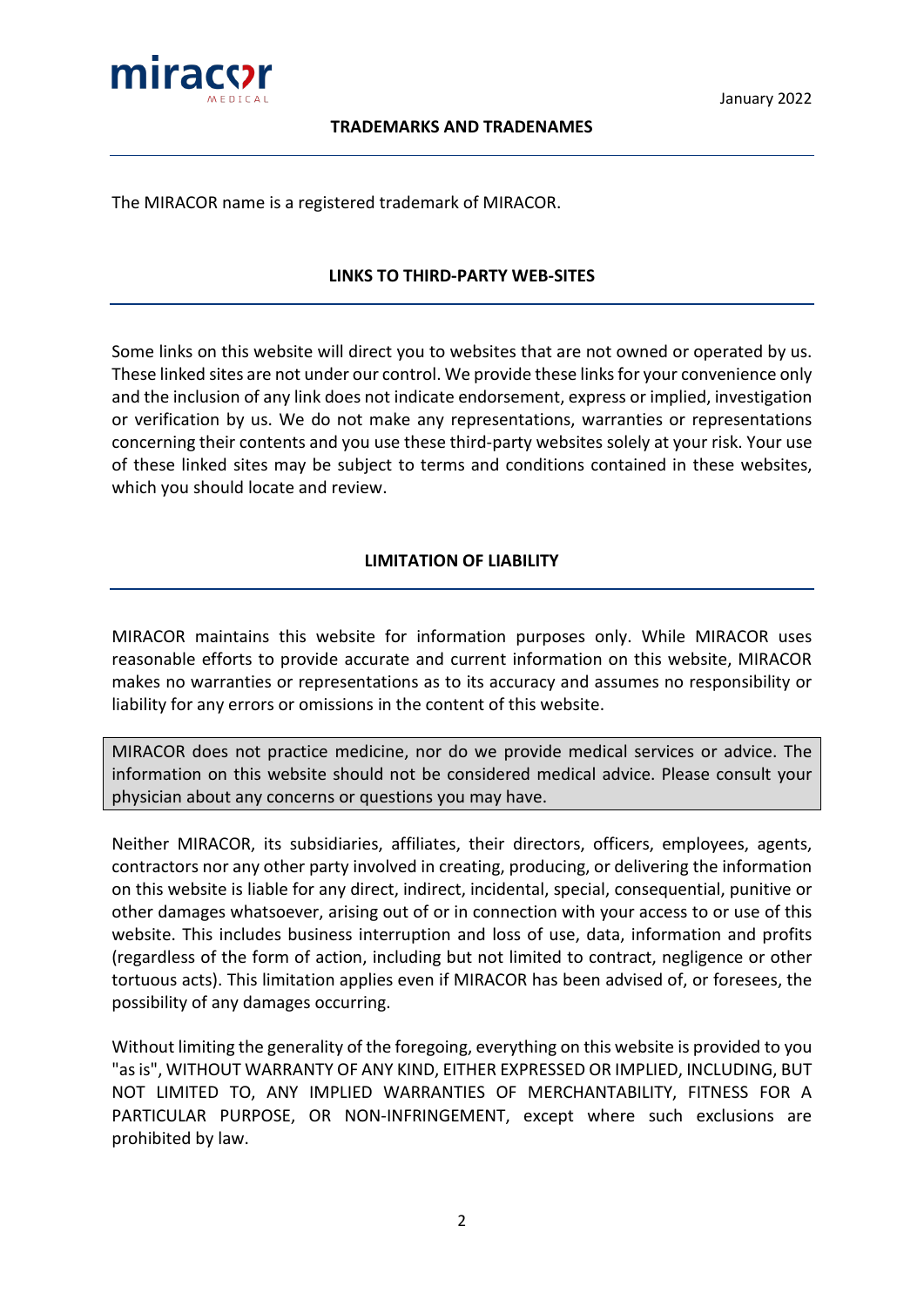## TRADEMARKS AND TRADENAMES

The MIRACOR name is a registered trademark of MIRACOR.

## LINKS TO THIRD-PARTY WEB-SITES

Some links on this website will direct you to websites that are not owned or operated by us. These linked sites are not under our control. We provide these links for your convenience only and the inclusion of any link does not indicate endorsement, express or implied, investigation or verification by us. We do not make any representations, warranties or representations concerning their contents and you use these third-party websites solely at your risk. Your use of these linked sites may be subject to terms and conditions contained in these websites, which you should locate and review.

## LIMITATION OF LIABILITY

MIRACOR maintains this website for information purposes only. While MIRACOR uses reasonable efforts to provide accurate and current information on this website, MIRACOR makes no warranties or representations as to its accuracy and assumes no responsibility or liability for any errors or omissions in the content of this website.

MIRACOR does not practice medicine, nor do we provide medical services or advice. The information on this website should not be considered medical advice. Please consult your physician about any concerns or questions you may have.

Neither MIRACOR, its subsidiaries, affiliates, their directors, officers, employees, agents, contractors nor any other party involved in creating, producing, or delivering the information on this website is liable for any direct, indirect, incidental, special, consequential, punitive or other damages whatsoever, arising out of or in connection with your access to or use of this website. This includes business interruption and loss of use, data, information and profits (regardless of the form of action, including but not limited to contract, negligence or other tortuous acts). This limitation applies even if MIRACOR has been advised of, or foresees, the possibility of any damages occurring.

Without limiting the generality of the foregoing, everything on this website is provided to you "as is", WITHOUT WARRANTY OF ANY KIND, EITHER EXPRESSED OR IMPLIED, INCLUDING, BUT NOT LIMITED TO, ANY IMPLIED WARRANTIES OF MERCHANTABILITY, FITNESS FOR A PARTICULAR PURPOSE, OR NON-INFRINGEMENT, except where such exclusions are prohibited by law.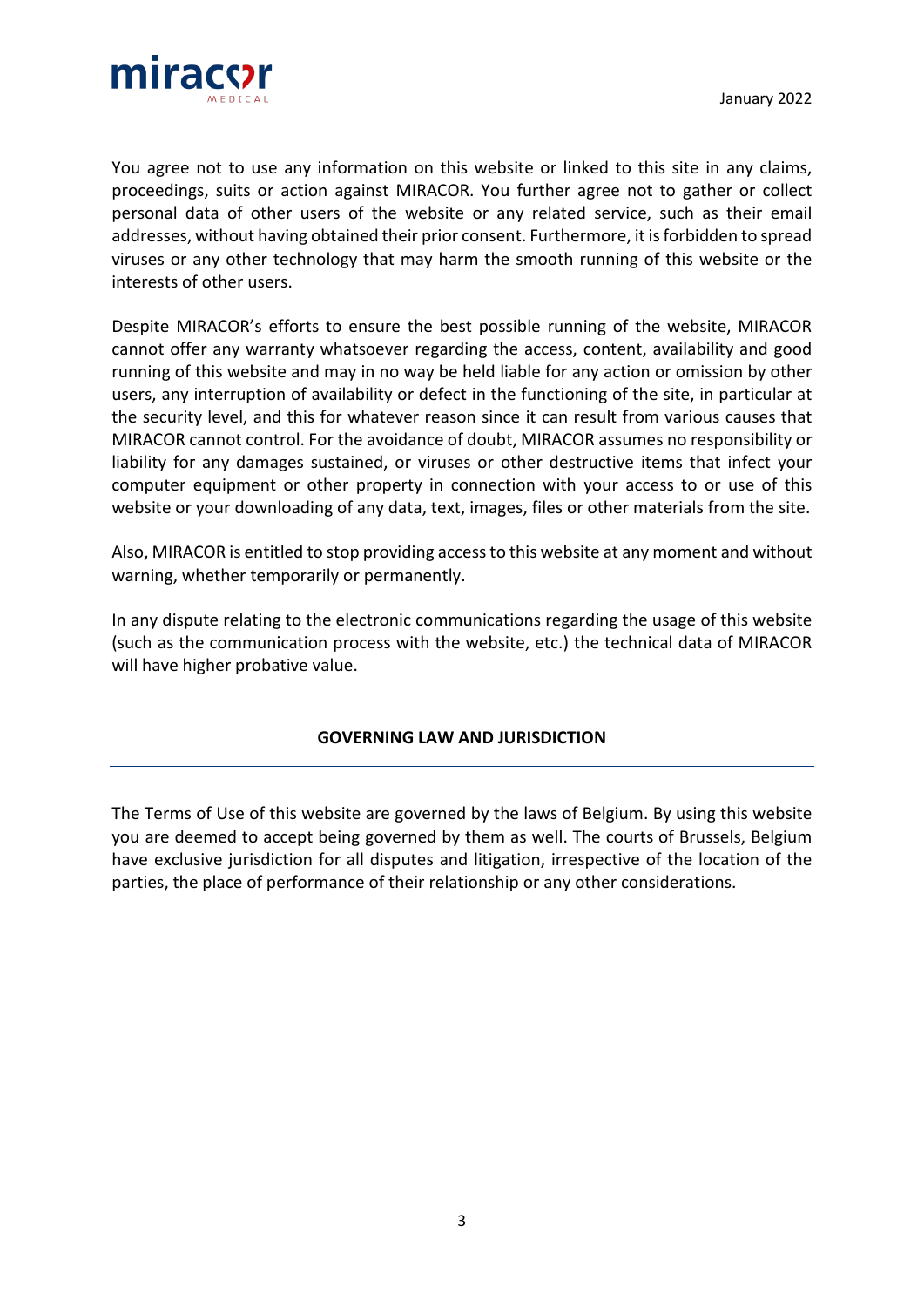You agree not to use any information on this website or linked to this site in any claims, proceedings, suits or action against MIRACOR. You further agree not to gather or collect personal data of other users of the website or any related service, such as their email addresses, without having obtained their prior consent. Furthermore, it is forbidden to spread viruses or any other technology that may harm the smooth running of this website or the interests of other users.

Despite MIRACOR's efforts to ensure the best possible running of the website, MIRACOR cannot offer any warranty whatsoever regarding the access, content, availability and good running of this website and may in no way be held liable for any action or omission by other users, any interruption of availability or defect in the functioning of the site, in particular at the security level, and this for whatever reason since it can result from various causes that MIRACOR cannot control. For the avoidance of doubt, MIRACOR assumes no responsibility or liability for any damages sustained, or viruses or other destructive items that infect your computer equipment or other property in connection with your access to or use of this website or your downloading of any data, text, images, files or other materials from the site.

Also, MIRACOR is entitled to stop providing access to this website at any moment and without warning, whether temporarily or permanently.

In any dispute relating to the electronic communications regarding the usage of this website (such as the communication process with the website, etc.) the technical data of MIRACOR will have higher probative value.

## GOVERNING LAW AND JURISDICTION

The Terms of Use of this website are governed by the laws of Belgium. By using this website you are deemed to accept being governed by them as well. The courts of Brussels, Belgium have exclusive jurisdiction for all disputes and litigation, irrespective of the location of the parties, the place of performance of their relationship or any other considerations.